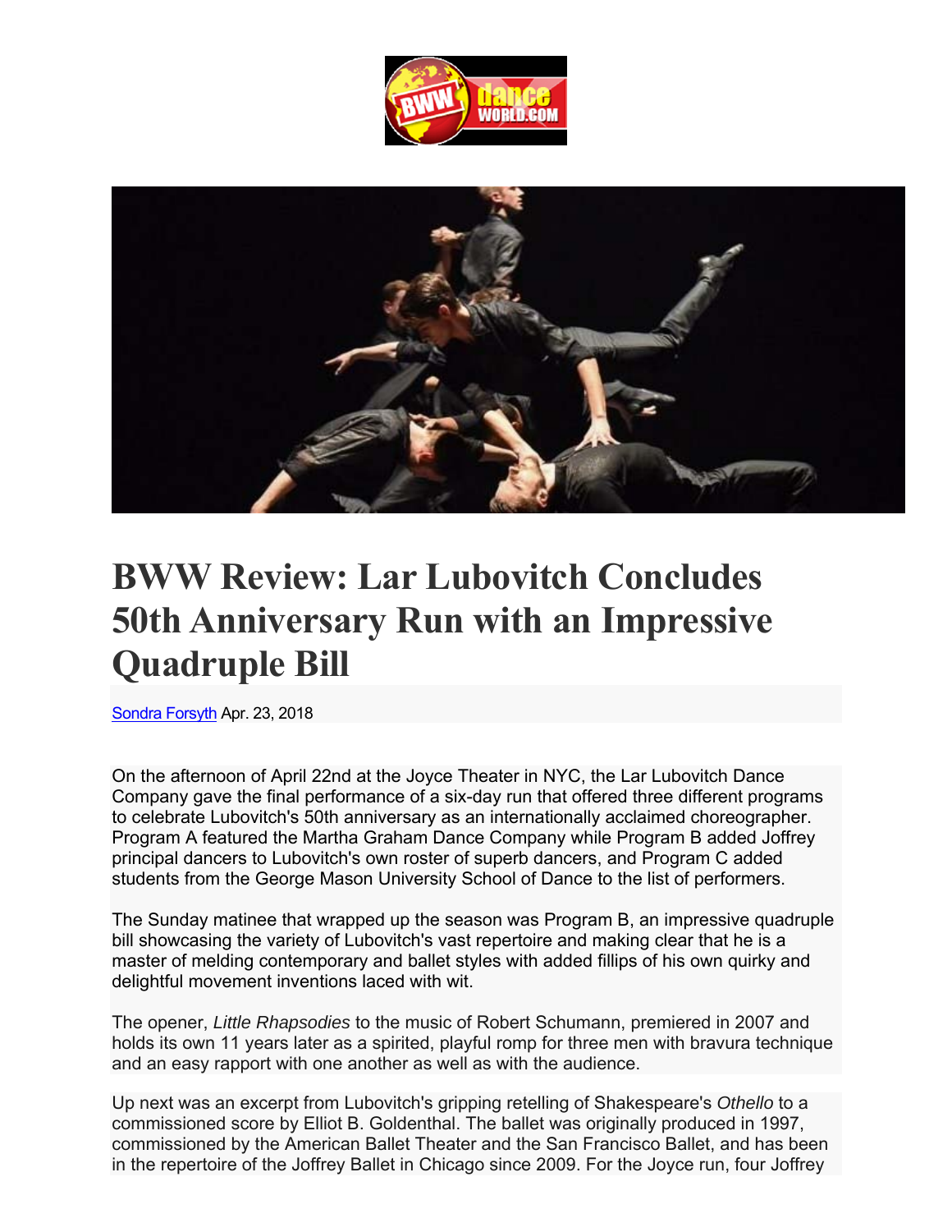# BWW Review: Lar Lubovitch Concludes 50th Anniversary Run with an Impressive Quadruple Bill

[Sondra Forsyth](Sondra Forsyth) Apr. 23, 2018

On the afternoon of April 22nd at the Joyce Theater in NYC, the Lar Lubovitch Dance Company gave the final performance of a six-day run that offered three different programs to celebrate Lubovitch's 50th anniversary as an internationally acclaimed choreographer. Program A featured the Martha Graham Dance Company while Program B added Joffrey principal dancers to Lubovitch's own roster of superb dancers, and Program C added students from the George Mason University School of Dance to the list of performers.

The Sunday matinee that wrapped up the season was Program B, an impressive quadruple bill showcasing the variety of Lubovitch's vast repertoire and making clear that he is a master of melding contemporary and ballet styles with added fillips of his own quirky and delightful movement inventions laced with wit.

The opener, *Little Rhapsodies* to the music of Robert Schumann, premiered in 2007 and holds its own 11 years later as a spirited, playful romp for three men with bravura technique and an easy rapport with one another as well as with the audience.

Up next was an excerpt from Lubovitch's gripping retelling of Shakespeare's *Othello* to a commissioned score by Elliot B. Goldenthal. The ballet was originally produced in 1997, commissioned by the American Ballet Theater and the San Francisco Ballet, and has been in the repertoire of the Joffrey Ballet in Chicago since 2009. For the Joyce run, four Joffrey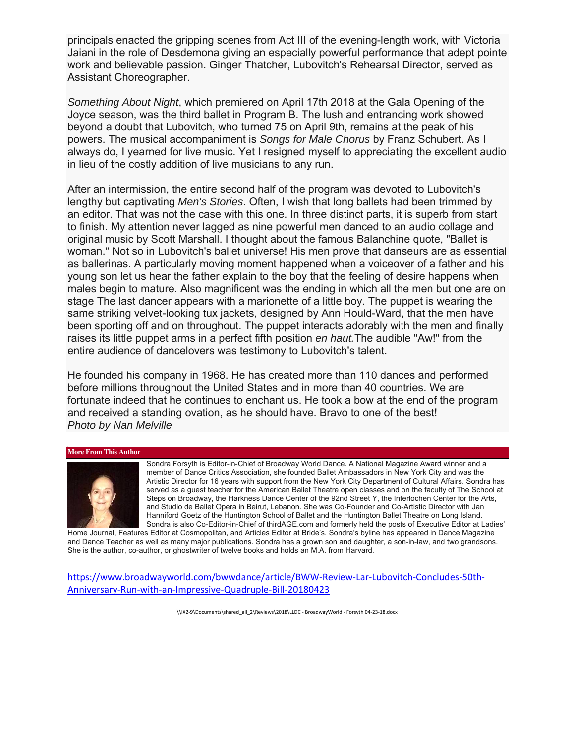principals enacted the gripping scenes from Act III of the evening-length work, with Victoria Jaiani in the role of Desdemona giving an especially powerful performance that adept pointe work and believable passion. Ginger Thatcher, Lubovitch's Rehearsal Director, served as Assistant Choreographer.

*Something About Night*, which premiered on April 17th 2018 at the Gala Opening of the Joyce season, was the third ballet in Program B. The lush and entrancing work showed beyond a doubt that Lubovitch, who turned 75 on April 9th, remains at the peak of his powers. The musical accompaniment is *Songs for Male Chorus* by Franz Schubert. As I always do, I yearned for live music. Yet I resigned myself to appreciating the excellent audio in lieu of the costly addition of live musicians to any run.

After an intermission, the entire second half of the program was devoted to Lubovitch's lengthy but captivating *Men's Stories*. Often, I wish that long ballets had been trimmed by an editor. That was not the case with this one. In three distinct parts, it is superb from start to finish. My attention never lagged as nine powerful men danced to an audio collage and original music by Scott Marshall. I thought about the famous Balanchine quote, "Ballet is woman." Not so in Lubovitch's ballet universe! His men prove that danseurs are as essential as ballerinas. A particularly moving moment happened when a voiceover of a father and his young son let us hear the father explain to the boy that the feeling of desire happens when males begin to mature. Also magnificent was the ending in which all the men but one are on stage The last dancer appears with a marionette of a little boy. The puppet is wearing the same striking velvet-looking tux jackets, designed by Ann Hould-Ward, that the men have been sporting off and on throughout. The puppet interacts adorably with the men and finally raises its little puppet arms in a perfect fifth position *en haut.* The audible "Aw!" from the entire audience of dancelovers was testimony to Lubovitch's talent.

He founded his company in 1968. He has created more than 110 dances and performed before millions throughout the United States and in more than 40 countries. We are fortunate indeed that he continues to enchant us. He took a bow at the end of the program and received a standing ovation, as he should have. Bravo to one of the best!
*Photo by Nan Melville*

**More From This Author**

Sondra Forsyth is Editor-in-Chief of Broadway World Dance. A National Magazine Award winner and a member of Dance Critics Association, she founded Ballet Ambassadors in New York City and was the Artistic Director for 16 years with support from the New York City Department of Cultural Affairs. Sondra has served as a guest teacher for the American Ballet Theatre open classes and on the faculty of The School at Steps on Broadway, the Harkness Dance Center of the 92nd Street Y, the Interlochen Center for the Arts, and Studio de Ballet Opera in Beirut, Lebanon. She was Co-Founder and Co-Artistic Director with Jan Hanniford Goetz of the Huntington School of Ballet and the Huntington Ballet Theatre on Long Island. Sondra is also Co-Editor-in-Chief of thirdAGE.com and formerly held the posts of Executive Editor at Ladies' Home Journal, Features Editor at Cosmopolitan, and Articles Editor at Bride's. Sondra's byline has appeared in Dance Magazine and Dance Teacher as well as many major publications. Sondra has a grown son and daughter, a son-in-law, and two grandsons. She is the author, co-author, or ghostwriter of twelve books and holds an M.A. from Harvard.

https://www.broadwayworld.com/bwwdance/article/BWW-Review-Lar-Lubovitch-Concludes-50th-Anniversary-Run-with-an-Impressive-Quadruple-Bill-20180423

\\IX2-9\Documents\shared_all_2\Reviews\2018\LLDC - BroadwayWorld - Forsyth 04-23-18.docx